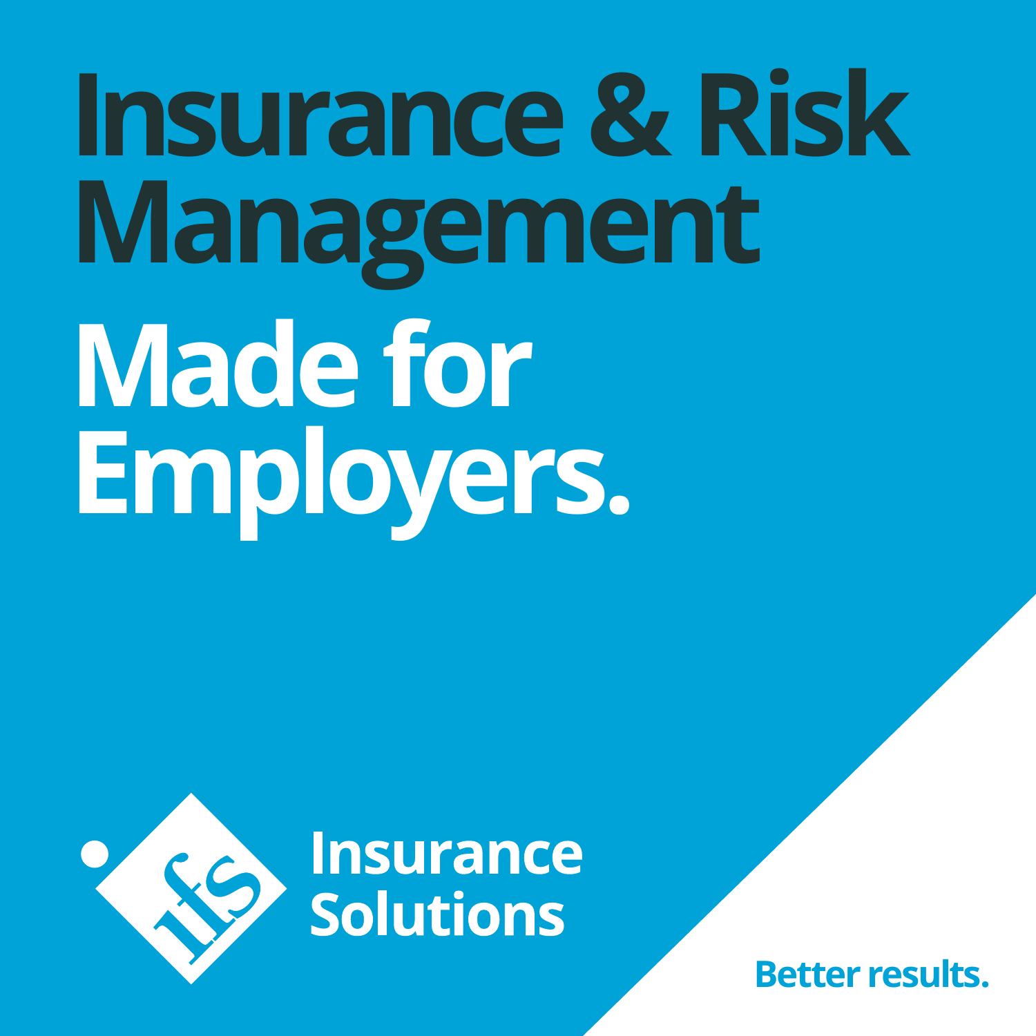# Insurance & Risk Management

## Made for Employers.

Insurance Solutions

Better results.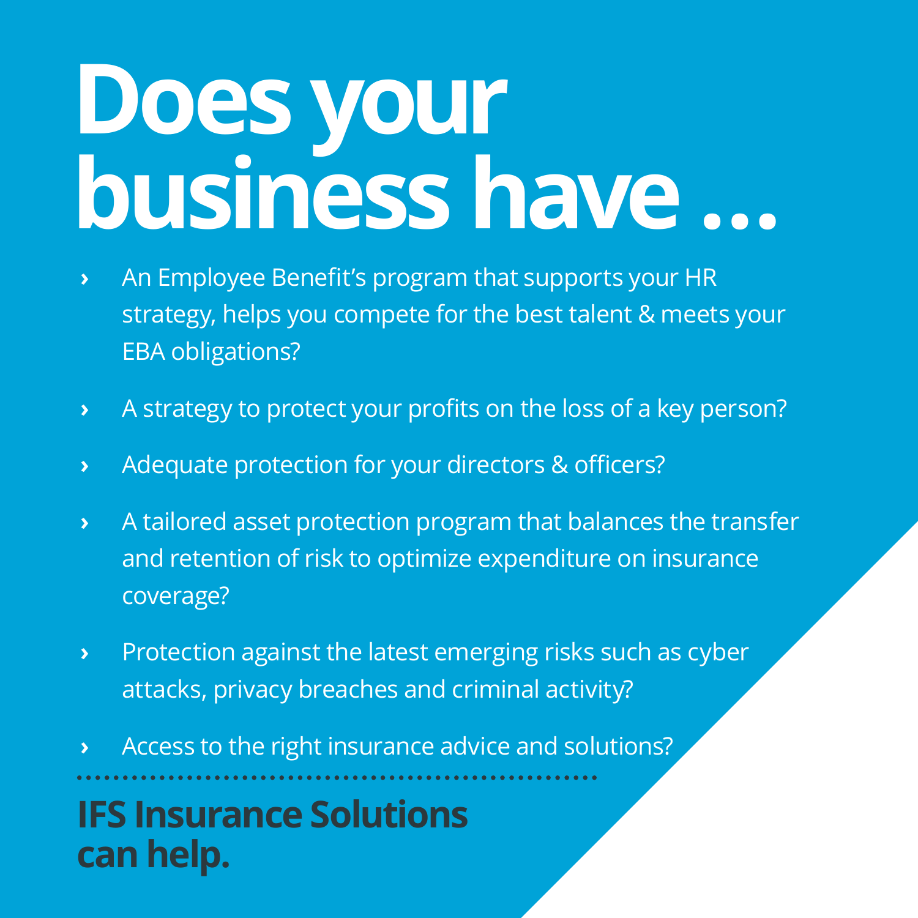# Does your business have ...

- An Employee Benefit's program that supports your HR strategy, helps you compete for the best talent & meets your EBA obligations?
- A strategy to protect your profits on the loss of a key person?
- Adequate protection for your directors & officers?
- A tailored asset protection program that balances the transfer and retention of risk to optimize expenditure on insurance coverage?
- Protection against the latest emerging risks such as cyber attacks, privacy breaches and criminal activity?
- Access to the right insurance advice and solutions?

---

**IFS Insurance Solutions can help.**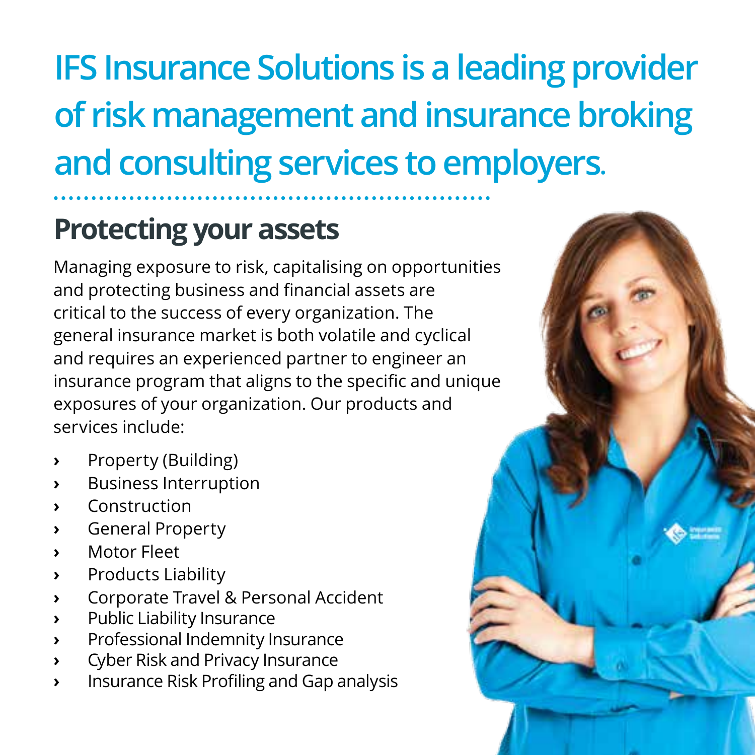# IFS Insurance Solutions is a leading provider of risk management and insurance broking and consulting services to employers.

## Protecting your assets

Managing exposure to risk, capitalising on opportunities and protecting business and financial assets are critical to the success of every organization. The general insurance market is both volatile and cyclical and requires an experienced partner to engineer an insurance program that aligns to the specific and unique exposures of your organization. Our products and services include:

- Property (Building)
- Business Interruption
- Construction
- General Property
- Motor Fleet
- Products Liability
- Corporate Travel & Personal Accident
- Public Liability Insurance
- Professional Indemnity Insurance
- Cyber Risk and Privacy Insurance
- Insurance Risk Profiling and Gap analysis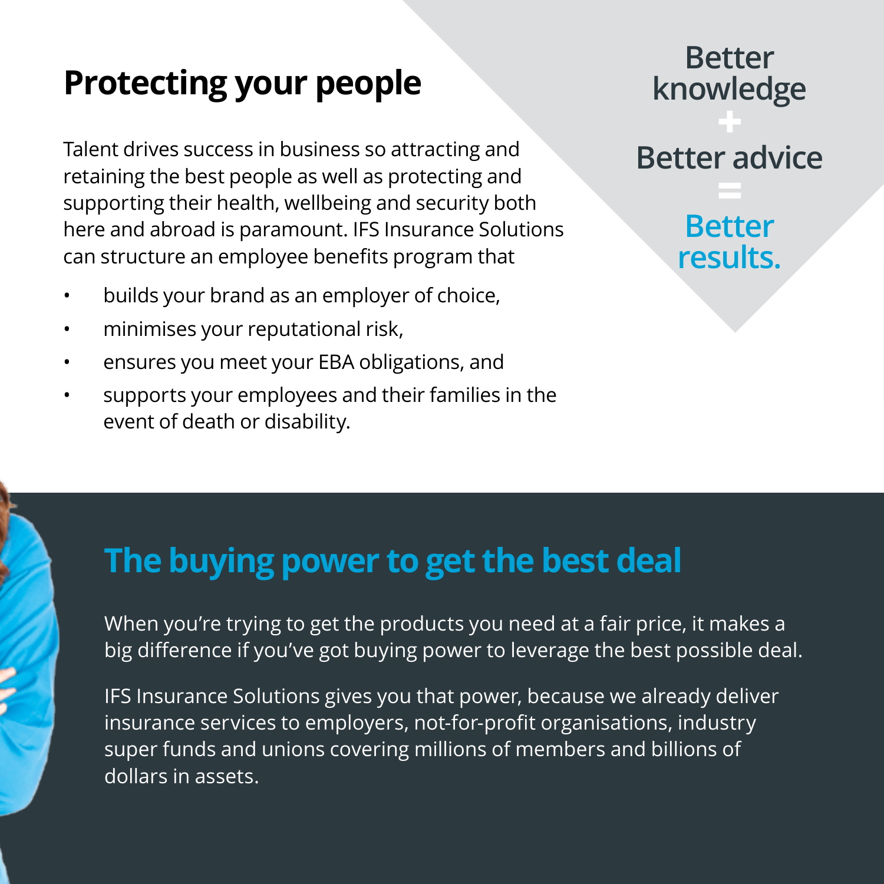# Protecting your people

Talent drives success in business so attracting and retaining the best people as well as protecting and supporting their health, wellbeing and security both here and abroad is paramount. IFS Insurance Solutions can structure an employee benefits program that

- builds your brand as an employer of choice,
- minimises your reputational risk,
- ensures you meet your EBA obligations, and
- supports your employees and their families in the event of death or disability.

Better knowledge
+
Better advice
=
**Better results.**

## The buying power to get the best deal

When you're trying to get the products you need at a fair price, it makes a big difference if you've got buying power to leverage the best possible deal.

IFS Insurance Solutions gives you that power, because we already deliver insurance services to employers, not-for-profit organisations, industry super funds and unions covering millions of members and billions of dollars in assets.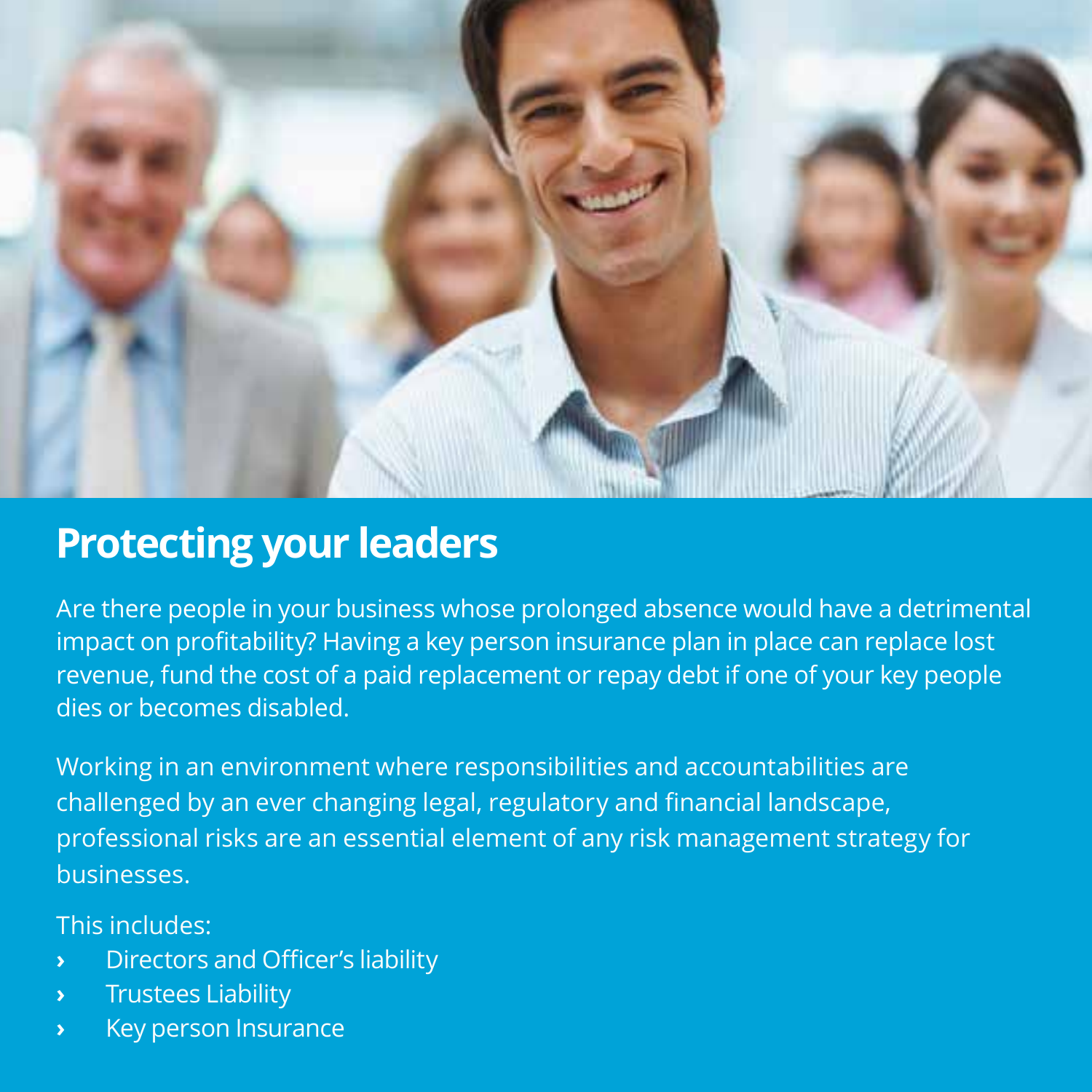# Protecting your leaders

Are there people in your business whose prolonged absence would have a detrimental impact on profitability? Having a key person insurance plan in place can replace lost revenue, fund the cost of a paid replacement or repay debt if one of your key people dies or becomes disabled.

Working in an environment where responsibilities and accountabilities are challenged by an ever changing legal, regulatory and financial landscape, professional risks are an essential element of any risk management strategy for businesses.

This includes:

- Directors and Officer's liability
- Trustees Liability
- Key person Insurance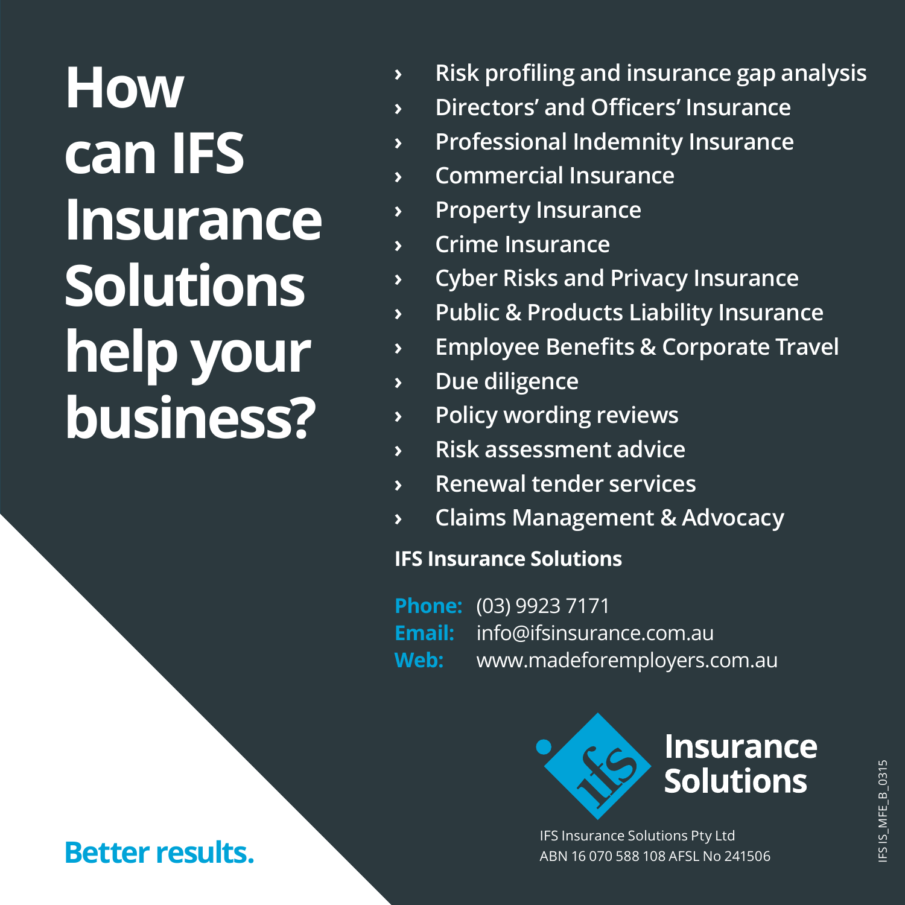# How can IFS Insurance Solutions help your business?

- Risk profiling and insurance gap analysis
- Directors' and Officers' Insurance
- Professional Indemnity Insurance
- Commercial Insurance
- Property Insurance
- Crime Insurance
- Cyber Risks and Privacy Insurance
- Public & Products Liability Insurance
- Employee Benefits & Corporate Travel
- Due diligence
- Policy wording reviews
- Risk assessment advice
- Renewal tender services
- Claims Management & Advocacy

**IFS Insurance Solutions**

**Phone:** (03) 9923 7171
**Email:** info@ifsinsurance.com.au
**Web:** www.madeforemployers.com.au

Insurance Solutions

IFS Insurance Solutions Pty Ltd
ABN 16 070 588 108 AFSL No 241506

**Better results.**

IFS IS_MFE_B_0315